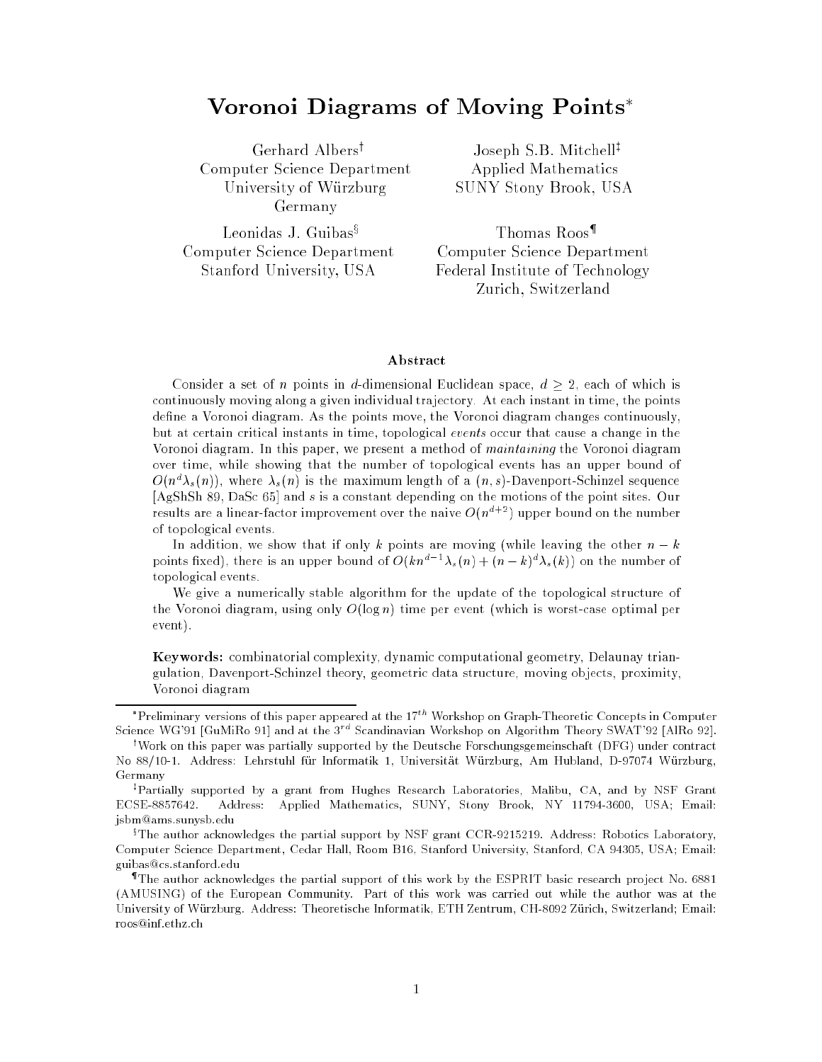# Voronoi Diagrams of Moving Points*

Gerhard Albers[†]
Computer Science Department
University of Würzburg
Germany

Joseph S.B. Mitchell[‡]
Applied Mathematics
SUNY Stony Brook, USA

Leonidas J. Guibas[§]
Computer Science Department
Stanford University, USA

Thomas Roos[¶]
Computer Science Department
Federal Institute of Technology
Zurich, Switzerland

## Abstract

Consider a set of $n$ points in $d$-dimensional Euclidean space, $d \geq 2$, each of which is continuously moving along a given individual trajectory. At each instant in time, the points define a Voronoi diagram. As the points move, the Voronoi diagram changes continuously, but at certain critical instants in time, topological *events* occur that cause a change in the Voronoi diagram. In this paper, we present a method of *maintaining* the Voronoi diagram over time, while showing that the number of topological events has an upper bound of $O(n^d \lambda_s(n))$, where $\lambda_s(n)$ is the maximum length of a $(n, s)$-Davenport-Schinzel sequence [AgShSh 89, DaSc 65] and $s$ is a constant depending on the motions of the point sites. Our results are a linear-factor improvement over the naive $O(n^{d+2})$ upper bound on the number of topological events.

In addition, we show that if only $k$ points are moving (while leaving the other $n - k$ points fixed), there is an upper bound of $O(kn^{d-1}\lambda_s(n) + (n-k)^d \lambda_s(k))$ on the number of topological events.

We give a numerically stable algorithm for the update of the topological structure of the Voronoi diagram, using only $O(\log n)$ time per event (which is worst-case optimal per event).

**Keywords:** combinatorial complexity, dynamic computational geometry, Delaunay triangulation, Davenport-Schinzel theory, geometric data structure, moving objects, proximity, Voronoi diagram

---

*Preliminary versions of this paper appeared at the $17^{th}$ Workshop on Graph-Theoretic Concepts in Computer Science WG'91 [GuMiRo 91] and at the $3^{rd}$ Scandinavian Workshop on Algorithm Theory SWAT'92 [AlRo 92].

[†]Work on this paper was partially supported by the Deutsche Forschungsgemeinschaft (DFG) under contract No 88/10-1. Address: Lehrstuhl für Informatik 1, Universität Würzburg, Am Hubland, D-97074 Würzburg, Germany

[‡]Partially supported by a grant from Hughes Research Laboratories, Malibu, CA, and by NSF Grant ECSE-8857642. Address: Applied Mathematics, SUNY, Stony Brook, NY 11794-3600, USA; Email: jsbm@ams.sunysb.edu

[§]The author acknowledges the partial support by NSF grant CCR-9215219. Address: Robotics Laboratory, Computer Science Department, Cedar Hall, Room B16, Stanford University, Stanford, CA 94305, USA; Email: guibas@cs.stanford.edu

[¶]The author acknowledges the partial support of this work by the ESPRIT basic research project No. 6881 (AMUSING) of the European Community. Part of this work was carried out while the author was at the University of Würzburg. Address: Theoretische Informatik, ETH Zentrum, CH-8092 Zürich, Switzerland; Email: roos@inf.ethz.ch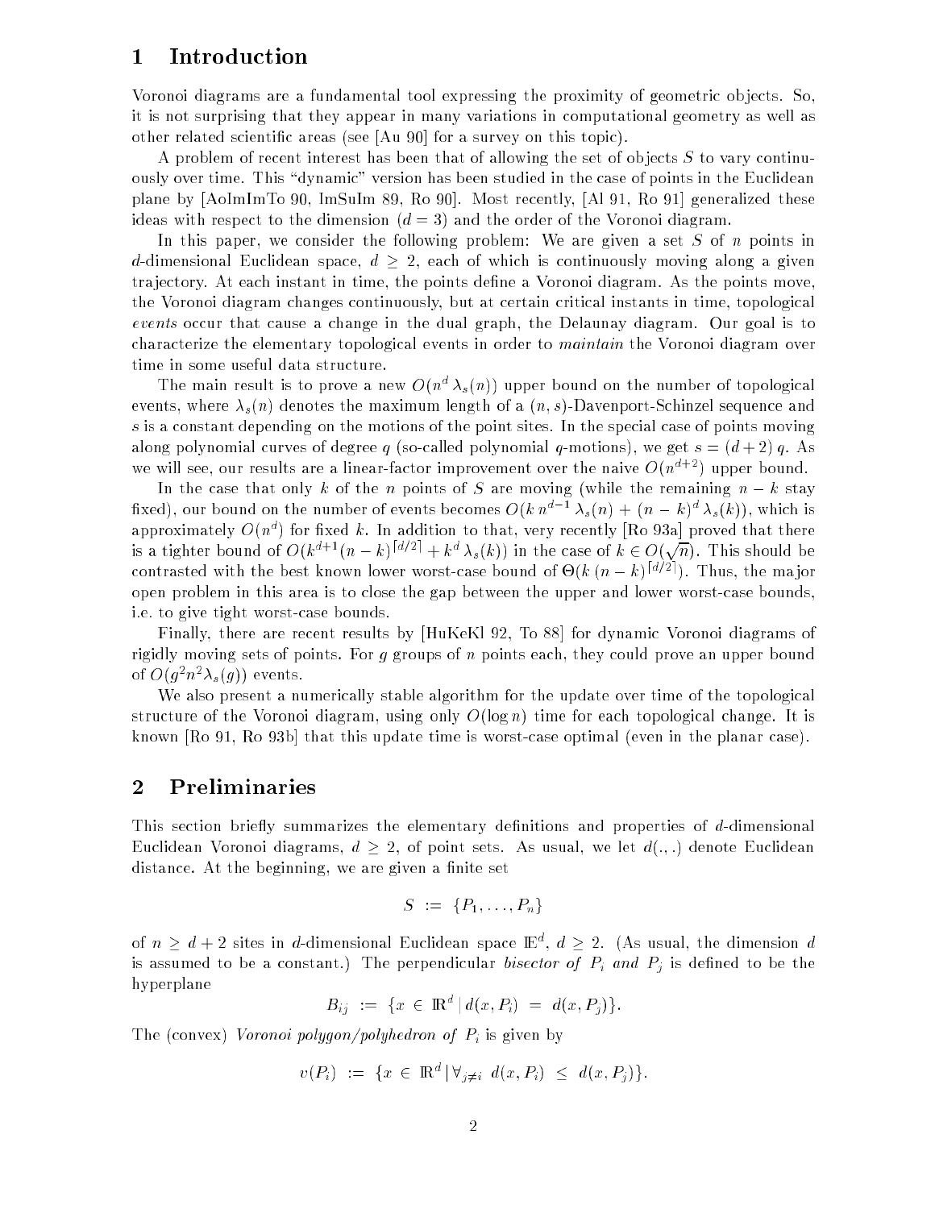# 1 Introduction

Voronoi diagrams are a fundamental tool expressing the proximity of geometric objects. So, it is not surprising that they appear in many variations in computational geometry as well as other related scientific areas (see [Au 90] for a survey on this topic).

A problem of recent interest has been that of allowing the set of objects $S$ to vary continuously over time. This "dynamic" version has been studied in the case of points in the Euclidean plane by [AoImImTo 90, ImSuIm 89, Ro 90]. Most recently, [Al 91, Ro 91] generalized these ideas with respect to the dimension ($d = 3$) and the order of the Voronoi diagram.

In this paper, we consider the following problem: We are given a set $S$ of $n$ points in $d$-dimensional Euclidean space, $d \geq 2$, each of which is continuously moving along a given trajectory. At each instant in time, the points define a Voronoi diagram. As the points move, the Voronoi diagram changes continuously, but at certain critical instants in time, topological *events* occur that cause a change in the dual graph, the Delaunay diagram. Our goal is to characterize the elementary topological events in order to *maintain* the Voronoi diagram over time in some useful data structure.

The main result is to prove a new $O(n^d \lambda_s(n))$ upper bound on the number of topological events, where $\lambda_s(n)$ denotes the maximum length of a $(n, s)$-Davenport-Schinzel sequence and $s$ is a constant depending on the motions of the point sites. In the special case of points moving along polynomial curves of degree $q$ (so-called polynomial $q$-motions), we get $s = (d+2)\,q$. As we will see, our results are a linear-factor improvement over the naive $O(n^{d+2})$ upper bound.

In the case that only $k$ of the $n$ points of $S$ are moving (while the remaining $n - k$ stay fixed), our bound on the number of events becomes $O(k\, n^{d-1}\, \lambda_s(n) + (n-k)^d\, \lambda_s(k))$, which is approximately $O(n^d)$ for fixed $k$. In addition to that, very recently [Ro 93a] proved that there is a tighter bound of $O(k^{d+1}(n-k)^{\lceil d/2 \rceil} + k^d\, \lambda_s(k))$ in the case of $k \in O(\sqrt{n})$. This should be contrasted with the best known lower worst-case bound of $\Theta(k\,(n-k)^{\lceil d/2 \rceil})$. Thus, the major open problem in this area is to close the gap between the upper and lower worst-case bounds, i.e. to give tight worst-case bounds.

Finally, there are recent results by [HuKeKl 92, To 88] for dynamic Voronoi diagrams of rigidly moving sets of points. For $g$ groups of $n$ points each, they could prove an upper bound of $O(g^2 n^2 \lambda_s(g))$ events.

We also present a numerically stable algorithm for the update over time of the topological structure of the Voronoi diagram, using only $O(\log n)$ time for each topological change. It is known [Ro 91, Ro 93b] that this update time is worst-case optimal (even in the planar case).

# 2 Preliminaries

This section briefly summarizes the elementary definitions and properties of $d$-dimensional Euclidean Voronoi diagrams, $d \geq 2$, of point sets. As usual, we let $d(.,.)$ denote Euclidean distance. At the beginning, we are given a finite set

$$S \;:=\; \{P_1, \ldots, P_n\}$$

of $n \geq d+2$ sites in $d$-dimensional Euclidean space $\mathbb{E}^d$, $d \geq 2$. (As usual, the dimension $d$ is assumed to be a constant.) The perpendicular *bisector of* $P_i$ *and* $P_j$ is defined to be the hyperplane

$$B_{ij} \;:=\; \{x \in \mathbb{R}^d \,|\, d(x, P_i) \;=\; d(x, P_j)\}.$$

The (convex) *Voronoi polygon/polyhedron of* $P_i$ is given by

$$v(P_i) \;:=\; \{x \in \mathbb{R}^d \,|\, \forall_{j \neq i}\; d(x, P_i) \;\leq\; d(x, P_j)\}.$$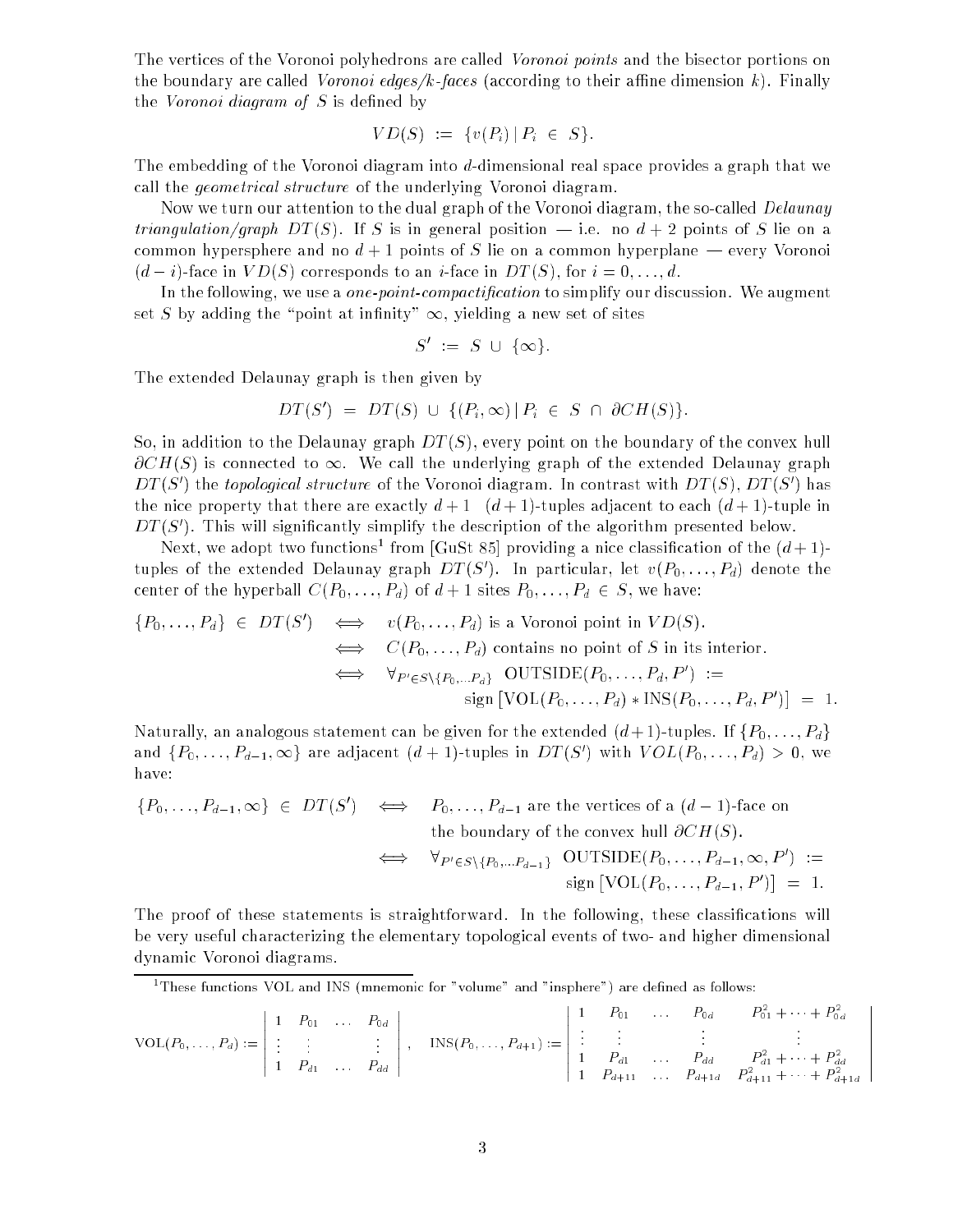The vertices of the Voronoi polyhedrons are called *Voronoi points* and the bisector portions on the boundary are called *Voronoi edges/k-faces* (according to their affine dimension $k$). Finally the *Voronoi diagram of* $S$ is defined by

$$VD(S) \; := \; \{v(P_i) \,|\, P_i \; \in \; S\}.$$

The embedding of the Voronoi diagram into $d$-dimensional real space provides a graph that we call the *geometrical structure* of the underlying Voronoi diagram.

Now we turn our attention to the dual graph of the Voronoi diagram, the so-called *Delaunay triangulation/graph* $DT(S)$. If $S$ is in general position — i.e. no $d+2$ points of $S$ lie on a common hypersphere and no $d+1$ points of $S$ lie on a common hyperplane — every Voronoi $(d-i)$-face in $VD(S)$ corresponds to an $i$-face in $DT(S)$, for $i = 0, \ldots, d$.

In the following, we use a *one-point-compactification* to simplify our discussion. We augment set $S$ by adding the "point at infinity" $\infty$, yielding a new set of sites

$$S' \; := \; S \; \cup \; \{\infty\}.$$

The extended Delaunay graph is then given by

$$DT(S') \; = \; DT(S) \; \cup \; \{(P_i, \infty) \,|\, P_i \; \in \; S \; \cap \; \partial CH(S)\}.$$

So, in addition to the Delaunay graph $DT(S)$, every point on the boundary of the convex hull $\partial CH(S)$ is connected to $\infty$. We call the underlying graph of the extended Delaunay graph $DT(S')$ the *topological structure* of the Voronoi diagram. In contrast with $DT(S)$, $DT(S')$ has the nice property that there are exactly $d+1$ $\;(d+1)$-tuples adjacent to each $(d+1)$-tuple in $DT(S')$. This will significantly simplify the description of the algorithm presented below.

Next, we adopt two functions[1] from [GuSt 85] providing a nice classification of the $(d+1)$-tuples of the extended Delaunay graph $DT(S')$. In particular, let $v(P_0, \ldots, P_d)$ denote the center of the hyperball $C(P_0, \ldots, P_d)$ of $d+1$ sites $P_0, \ldots, P_d \in S$, we have:

$$\begin{aligned}
\{P_0, \ldots, P_d\} \; \in \; DT(S') \quad &\iff \quad v(P_0, \ldots, P_d) \text{ is a Voronoi point in } VD(S). \\
&\iff \quad C(P_0, \ldots, P_d) \text{ contains no point of } S \text{ in its interior.} \\
&\iff \quad \forall_{P' \in S \setminus \{P_0, \ldots P_d\}} \;\; \text{OUTSIDE}(P_0, \ldots, P_d, P') \; := \\
&\qquad\qquad \text{sign}\left[\text{VOL}(P_0, \ldots, P_d) * \text{INS}(P_0, \ldots, P_d, P')\right] \; = \; 1.
\end{aligned}$$

Naturally, an analogous statement can be given for the extended $(d+1)$-tuples. If $\{P_0, \ldots, P_d\}$ and $\{P_0, \ldots, P_{d-1}, \infty\}$ are adjacent $(d+1)$-tuples in $DT(S')$ with $VOL(P_0, \ldots, P_d) > 0$, we have:

$$\begin{aligned}
\{P_0, \ldots, P_{d-1}, \infty\} \; \in \; DT(S') \quad &\iff \quad P_0, \ldots, P_{d-1} \text{ are the vertices of a } (d-1)\text{-face on} \\
&\qquad\quad \text{the boundary of the convex hull } \partial CH(S). \\
&\iff \quad \forall_{P' \in S \setminus \{P_0, \ldots P_{d-1}\}} \;\; \text{OUTSIDE}(P_0, \ldots, P_{d-1}, \infty, P') \; := \\
&\qquad\qquad \text{sign}\left[\text{VOL}(P_0, \ldots, P_{d-1}, P')\right] \; = \; 1.
\end{aligned}$$

The proof of these statements is straightforward. In the following, these classifications will be very useful characterizing the elementary topological events of two- and higher dimensional dynamic Voronoi diagrams.

---

[1] These functions VOL and INS (mnemonic for "volume" and "insphere") are defined as follows:

$$\text{VOL}(P_0, \ldots, P_d) := \begin{vmatrix} 1 & P_{01} & \ldots & P_{0d} \\ \vdots & \vdots & & \vdots \\ 1 & P_{d1} & \ldots & P_{dd} \end{vmatrix}, \quad \text{INS}(P_0, \ldots, P_{d+1}) := \begin{vmatrix} 1 & P_{01} & \ldots & P_{0d} & P_{01}^2 + \cdots + P_{0d}^2 \\ \vdots & \vdots & & \vdots & \vdots \\ 1 & P_{d1} & \ldots & P_{dd} & P_{d1}^2 + \cdots + P_{dd}^2 \\ 1 & P_{d+11} & \ldots & P_{d+1d} & P_{d+11}^2 + \cdots + P_{d+1d}^2 \end{vmatrix}$$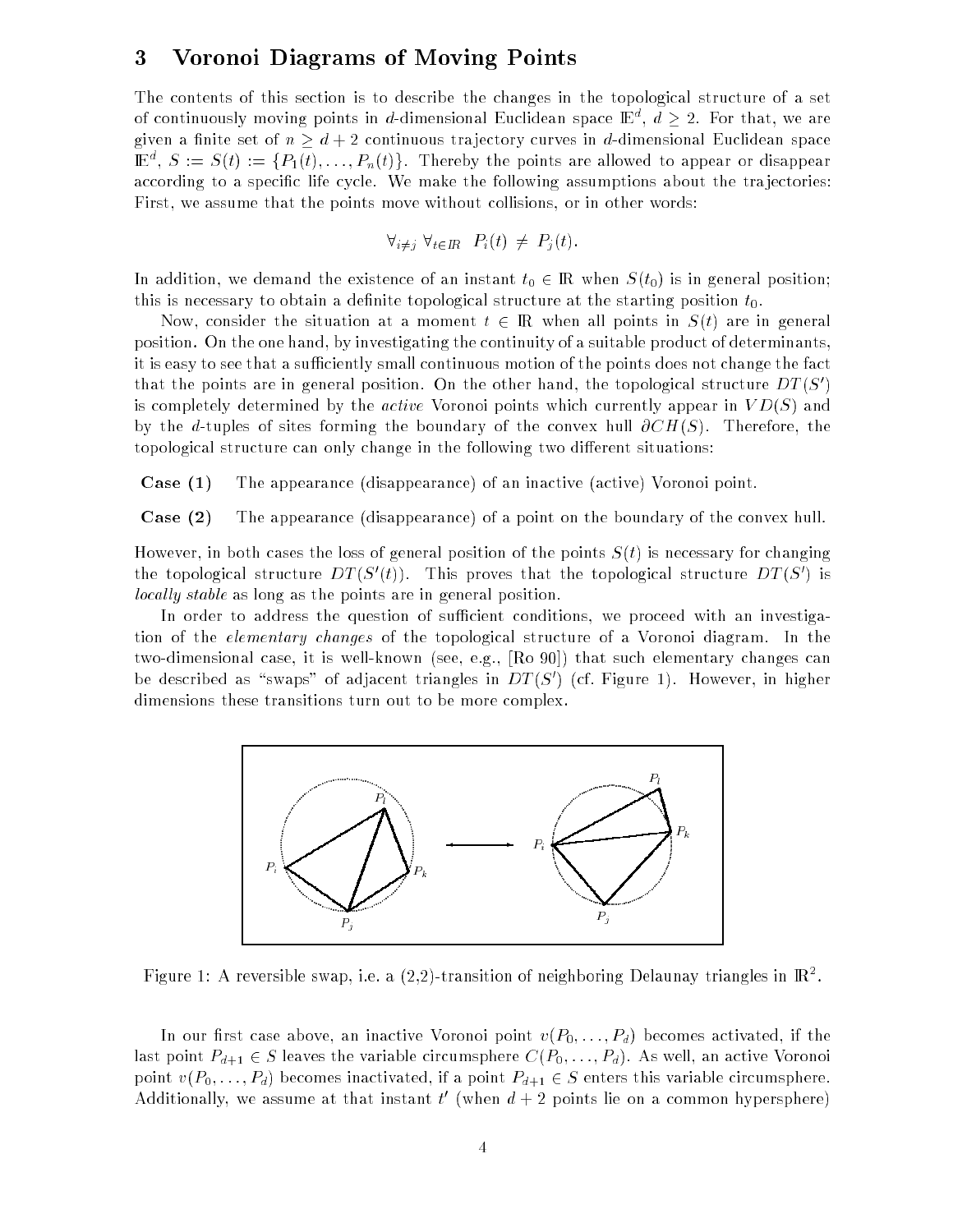## 3 Voronoi Diagrams of Moving Points

The contents of this section is to describe the changes in the topological structure of a set of continuously moving points in $d$-dimensional Euclidean space $\mathbb{E}^d$, $d \geq 2$. For that, we are given a finite set of $n \geq d+2$ continuous trajectory curves in $d$-dimensional Euclidean space $\mathbb{E}^d$, $S := S(t) := \{P_1(t), \ldots, P_n(t)\}$. Thereby the points are allowed to appear or disappear according to a specific life cycle. We make the following assumptions about the trajectories: First, we assume that the points move without collisions, or in other words:

$$\forall_{i \neq j} \; \forall_{t \in \mathbb{R}} \;\; P_i(t) \neq P_j(t).$$

In addition, we demand the existence of an instant $t_0 \in \mathbb{R}$ when $S(t_0)$ is in general position; this is necessary to obtain a definite topological structure at the starting position $t_0$.

Now, consider the situation at a moment $t \in \mathbb{R}$ when all points in $S(t)$ are in general position. On the one hand, by investigating the continuity of a suitable product of determinants, it is easy to see that a sufficiently small continuous motion of the points does not change the fact that the points are in general position. On the other hand, the topological structure $DT(S')$ is completely determined by the *active* Voronoi points which currently appear in $VD(S)$ and by the $d$-tuples of sites forming the boundary of the convex hull $\partial CH(S)$. Therefore, the topological structure can only change in the following two different situations:

**Case (1)** The appearance (disappearance) of an inactive (active) Voronoi point.

**Case (2)** The appearance (disappearance) of a point on the boundary of the convex hull.

However, in both cases the loss of general position of the points $S(t)$ is necessary for changing the topological structure $DT(S'(t))$. This proves that the topological structure $DT(S')$ is *locally stable* as long as the points are in general position.

In order to address the question of sufficient conditions, we proceed with an investigation of the *elementary changes* of the topological structure of a Voronoi diagram. In the two-dimensional case, it is well-known (see, e.g., [Ro 90]) that such elementary changes can be described as "swaps" of adjacent triangles in $DT(S')$ (cf. Figure 1). However, in higher dimensions these transitions turn out to be more complex.

Figure 1: A reversible swap, i.e. a (2,2)-transition of neighboring Delaunay triangles in $\mathbb{R}^2$.

In our first case above, an inactive Voronoi point $v(P_0, \ldots, P_d)$ becomes activated, if the last point $P_{d+1} \in S$ leaves the variable circumsphere $C(P_0, \ldots, P_d)$. As well, an active Voronoi point $v(P_0, \ldots, P_d)$ becomes inactivated, if a point $P_{d+1} \in S$ enters this variable circumsphere. Additionally, we assume at that instant $t'$ (when $d+2$ points lie on a common hypersphere)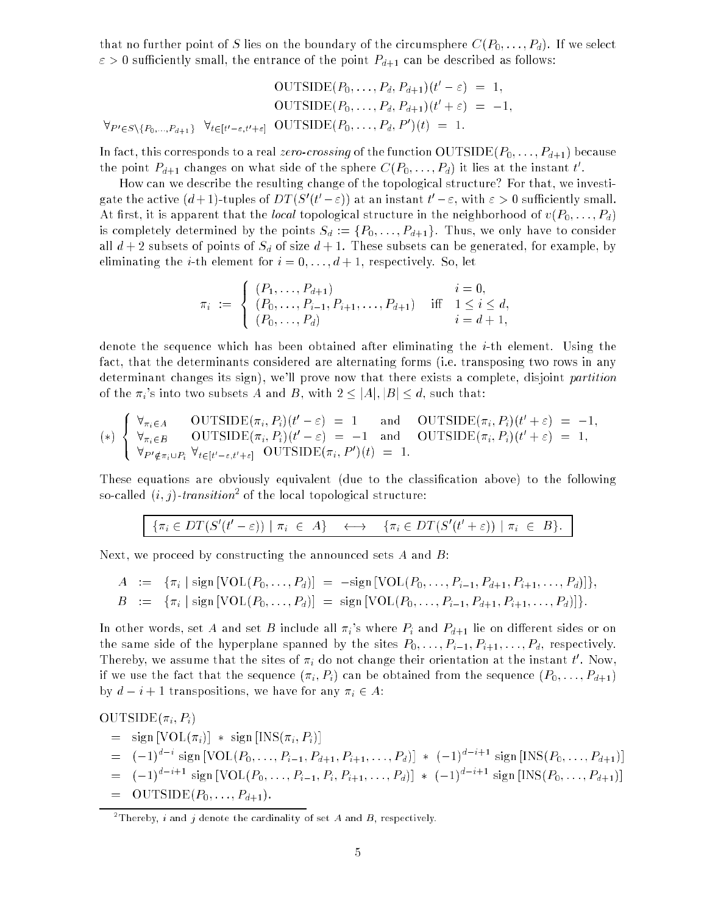that no further point of $S$ lies on the boundary of the circumsphere $C(P_0, \ldots, P_d)$. If we select $\varepsilon > 0$ sufficiently small, the entrance of the point $P_{d+1}$ can be described as follows:

$$
\begin{aligned}
& \mathrm{OUTSIDE}(P_0, \ldots, P_d, P_{d+1})(t' - \varepsilon) \;=\; 1, \\
& \mathrm{OUTSIDE}(P_0, \ldots, P_d, P_{d+1})(t' + \varepsilon) \;=\; -1, \\
\forall_{P' \in S \setminus \{P_0, \ldots, P_{d+1}\}} \; \forall_{t \in [t'-\varepsilon, t'+\varepsilon]} \;\; & \mathrm{OUTSIDE}(P_0, \ldots, P_d, P')(t) \;=\; 1.
\end{aligned}
$$

In fact, this corresponds to a real *zero-crossing* of the function $\mathrm{OUTSIDE}(P_0, \ldots, P_{d+1})$ because the point $P_{d+1}$ changes on what side of the sphere $C(P_0, \ldots, P_d)$ it lies at the instant $t'$.

How can we describe the resulting change of the topological structure? For that, we investigate the active $(d+1)$-tuples of $DT(S'(t' - \varepsilon))$ at an instant $t' - \varepsilon$, with $\varepsilon > 0$ sufficiently small. At first, it is apparent that the *local* topological structure in the neighborhood of $v(P_0, \ldots, P_d)$ is completely determined by the points $S_d := \{P_0, \ldots, P_{d+1}\}$. Thus, we only have to consider all $d+2$ subsets of points of $S_d$ of size $d+1$. These subsets can be generated, for example, by eliminating the $i$-th element for $i = 0, \ldots, d+1$, respectively. So, let

$$
\pi_i \;:=\; \begin{cases} (P_1, \ldots, P_{d+1}) & i = 0, \\ (P_0, \ldots, P_{i-1}, P_{i+1}, \ldots, P_{d+1}) \quad \text{iff} & 1 \leq i \leq d, \\ (P_0, \ldots, P_d) & i = d+1, \end{cases}
$$

denote the sequence which has been obtained after eliminating the $i$-th element. Using the fact, that the determinants considered are alternating forms (i.e. transposing two rows in any determinant changes its sign), we'll prove now that there exists a complete, disjoint *partition* of the $\pi_i$'s into two subsets $A$ and $B$, with $2 \leq |A|, |B| \leq d$, such that:

$$
(*) \; \begin{cases} \forall_{\pi_i \in A} \quad \mathrm{OUTSIDE}(\pi_i, P_i)(t' - \varepsilon) \;=\; 1 \quad \text{and} \quad \mathrm{OUTSIDE}(\pi_i, P_i)(t' + \varepsilon) \;=\; -1, \\ \forall_{\pi_i \in B} \quad \mathrm{OUTSIDE}(\pi_i, P_i)(t' - \varepsilon) \;=\; -1 \quad \text{and} \quad \mathrm{OUTSIDE}(\pi_i, P_i)(t' + \varepsilon) \;=\; 1, \\ \forall_{P' \notin \pi_i \cup P_i} \; \forall_{t \in [t'-\varepsilon, t'+\varepsilon]} \;\; \mathrm{OUTSIDE}(\pi_i, P')(t) \;=\; 1. \end{cases}
$$

These equations are obviously equivalent (due to the classification above) to the following so-called $(i,j)$-*transition*[2] of the local topological structure:

$$
\boxed{\{\pi_i \in DT(S'(t' - \varepsilon)) \mid \pi_i \in A\} \quad \longleftrightarrow \quad \{\pi_i \in DT(S'(t' + \varepsilon)) \mid \pi_i \in B\}.}
$$

Next, we proceed by constructing the announced sets $A$ and $B$:

$$
\begin{aligned}
A &:= \{\pi_i \mid \mathrm{sign}\,[\mathrm{VOL}(P_0, \ldots, P_d)] \;=\; -\mathrm{sign}\,[\mathrm{VOL}(P_0, \ldots, P_{i-1}, P_{d+1}, P_{i+1}, \ldots, P_d)]\}, \\
B &:= \{\pi_i \mid \mathrm{sign}\,[\mathrm{VOL}(P_0, \ldots, P_d)] \;=\; \mathrm{sign}\,[\mathrm{VOL}(P_0, \ldots, P_{i-1}, P_{d+1}, P_{i+1}, \ldots, P_d)]\}.
\end{aligned}
$$

In other words, set $A$ and set $B$ include all $\pi_i$'s where $P_i$ and $P_{d+1}$ lie on different sides or on the same side of the hyperplane spanned by the sites $P_0, \ldots, P_{i-1}, P_{i+1}, \ldots, P_d$, respectively. Thereby, we assume that the sites of $\pi_i$ do not change their orientation at the instant $t'$. Now, if we use the fact that the sequence $(\pi_i, P_i)$ can be obtained from the sequence $(P_0, \ldots, P_{d+1})$ by $d - i + 1$ transpositions, we have for any $\pi_i \in A$:

$$
\begin{aligned}
& \mathrm{OUTSIDE}(\pi_i, P_i) \\
&= \mathrm{sign}\,[\mathrm{VOL}(\pi_i)] \; * \; \mathrm{sign}\,[\mathrm{INS}(\pi_i, P_i)] \\
&= (-1)^{d-i}\, \mathrm{sign}\,[\mathrm{VOL}(P_0, \ldots, P_{i-1}, P_{d+1}, P_{i+1}, \ldots, P_d)] \; * \; (-1)^{d-i+1}\, \mathrm{sign}\,[\mathrm{INS}(P_0, \ldots, P_{d+1})] \\
&= (-1)^{d-i+1}\, \mathrm{sign}\,[\mathrm{VOL}(P_0, \ldots, P_{i-1}, P_i, P_{i+1}, \ldots, P_d)] \; * \; (-1)^{d-i+1}\, \mathrm{sign}\,[\mathrm{INS}(P_0, \ldots, P_{d+1})] \\
&= \mathrm{OUTSIDE}(P_0, \ldots, P_{d+1}).
\end{aligned}
$$

[2] Thereby, $i$ and $j$ denote the cardinality of set $A$ and $B$, respectively.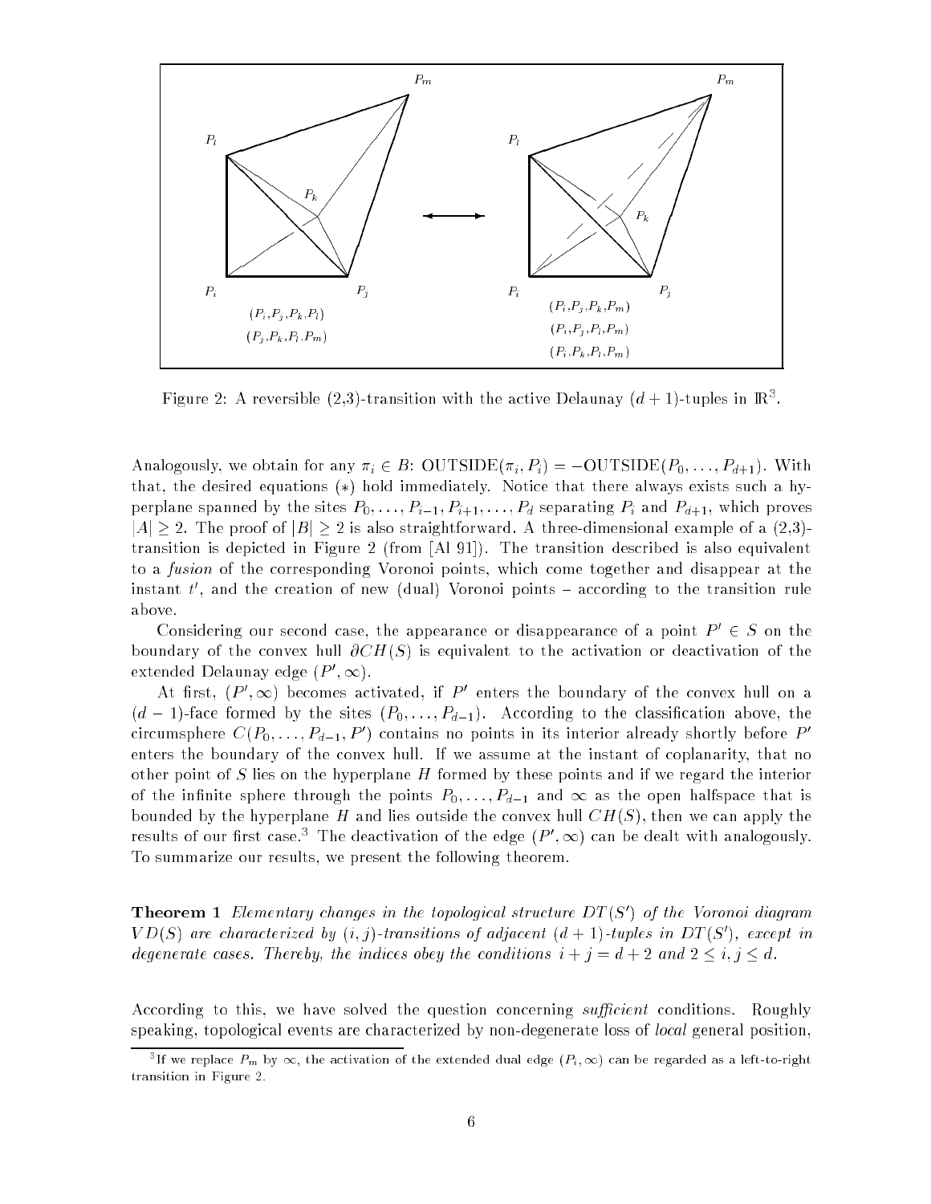Figure 2: A reversible (2,3)-transition with the active Delaunay $(d+1)$-tuples in $\mathbb{R}^3$.

Analogously, we obtain for any $\pi_i \in B$: $\text{OUTSIDE}(\pi_i, P_i) = -\text{OUTSIDE}(P_0, \ldots, P_{d+1})$. With that, the desired equations $(*)$ hold immediately. Notice that there always exists such a hyperplane spanned by the sites $P_0, \ldots, P_{i-1}, P_{i+1}, \ldots, P_d$ separating $P_i$ and $P_{d+1}$, which proves $|A| \geq 2$. The proof of $|B| \geq 2$ is also straightforward. A three-dimensional example of a (2,3)-transition is depicted in Figure 2 (from [Al 91]). The transition described is also equivalent to a *fusion* of the corresponding Voronoi points, which come together and disappear at the instant $t'$, and the creation of new (dual) Voronoi points – according to the transition rule above.

Considering our second case, the appearance or disappearance of a point $P' \in S$ on the boundary of the convex hull $\partial CH(S)$ is equivalent to the activation or deactivation of the extended Delaunay edge $(P', \infty)$.

At first, $(P', \infty)$ becomes activated, if $P'$ enters the boundary of the convex hull on a $(d-1)$-face formed by the sites $(P_0, \ldots, P_{d-1})$. According to the classification above, the circumsphere $C(P_0, \ldots, P_{d-1}, P')$ contains no points in its interior already shortly before $P'$ enters the boundary of the convex hull. If we assume at the instant of coplanarity, that no other point of $S$ lies on the hyperplane $H$ formed by these points and if we regard the interior of the infinite sphere through the points $P_0, \ldots, P_{d-1}$ and $\infty$ as the open halfspace that is bounded by the hyperplane $H$ and lies outside the convex hull $CH(S)$, then we can apply the results of our first case.[3] The deactivation of the edge $(P', \infty)$ can be dealt with analogously. To summarize our results, we present the following theorem.

**Theorem 1** *Elementary changes in the topological structure $DT(S')$ of the Voronoi diagram $VD(S)$ are characterized by $(i,j)$-transitions of adjacent $(d+1)$-tuples in $DT(S')$, except in degenerate cases. Thereby, the indices obey the conditions $i + j = d + 2$ and $2 \leq i, j \leq d$.*

According to this, we have solved the question concerning *sufficient* conditions. Roughly speaking, topological events are characterized by non-degenerate loss of *local* general position,

[3] If we replace $P_m$ by $\infty$, the activation of the extended dual edge $(P_i, \infty)$ can be regarded as a left-to-right transition in Figure 2.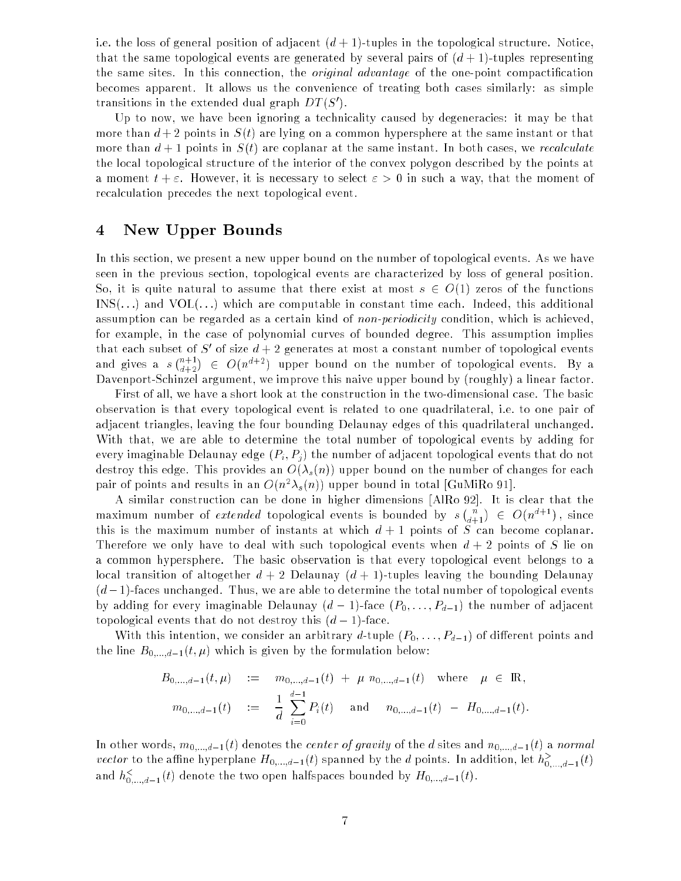i.e. the loss of general position of adjacent $(d+1)$-tuples in the topological structure. Notice, that the same topological events are generated by several pairs of $(d+1)$-tuples representing the same sites. In this connection, the *original advantage* of the one-point compactification becomes apparent. It allows us the convenience of treating both cases similarly: as simple transitions in the extended dual graph $DT(S')$.

Up to now, we have been ignoring a technicality caused by degeneracies: it may be that more than $d+2$ points in $S(t)$ are lying on a common hypersphere at the same instant or that more than $d+1$ points in $S(t)$ are coplanar at the same instant. In both cases, we *recalculate* the local topological structure of the interior of the convex polygon described by the points at a moment $t+\varepsilon$. However, it is necessary to select $\varepsilon > 0$ in such a way, that the moment of recalculation precedes the next topological event.

# 4 New Upper Bounds

In this section, we present a new upper bound on the number of topological events. As we have seen in the previous section, topological events are characterized by loss of general position. So, it is quite natural to assume that there exist at most $s \in O(1)$ zeros of the functions INS(...) and VOL(...) which are computable in constant time each. Indeed, this additional assumption can be regarded as a certain kind of *non-periodicity* condition, which is achieved, for example, in the case of polynomial curves of bounded degree. This assumption implies that each subset of $S'$ of size $d+2$ generates at most a constant number of topological events and gives a $s\binom{n+1}{d+2} \in O(n^{d+2})$ upper bound on the number of topological events. By a Davenport-Schinzel argument, we improve this naive upper bound by (roughly) a linear factor.

First of all, we have a short look at the construction in the two-dimensional case. The basic observation is that every topological event is related to one quadrilateral, i.e. to one pair of adjacent triangles, leaving the four bounding Delaunay edges of this quadrilateral unchanged. With that, we are able to determine the total number of topological events by adding for every imaginable Delaunay edge $(P_i, P_j)$ the number of adjacent topological events that do not destroy this edge. This provides an $O(\lambda_s(n))$ upper bound on the number of changes for each pair of points and results in an $O(n^2\lambda_s(n))$ upper bound in total [GuMiRo 91].

A similar construction can be done in higher dimensions [AlRo 92]. It is clear that the maximum number of *extended* topological events is bounded by $s\binom{n}{d+1} \in O(n^{d+1})$, since this is the maximum number of instants at which $d+1$ points of $S$ can become coplanar. Therefore we only have to deal with such topological events when $d+2$ points of $S$ lie on a common hypersphere. The basic observation is that every topological event belongs to a local transition of altogether $d+2$ Delaunay $(d+1)$-tuples leaving the bounding Delaunay $(d-1)$-faces unchanged. Thus, we are able to determine the total number of topological events by adding for every imaginable Delaunay $(d-1)$-face $(P_0, \ldots, P_{d-1})$ the number of adjacent topological events that do not destroy this $(d-1)$-face.

With this intention, we consider an arbitrary $d$-tuple $(P_0, \ldots, P_{d-1})$ of different points and the line $B_{0,\ldots,d-1}(t,\mu)$ which is given by the formulation below:

$$
\begin{aligned}
B_{0,\ldots,d-1}(t,\mu) \quad &:= \quad m_{0,\ldots,d-1}(t) \; + \; \mu \; n_{0,\ldots,d-1}(t) \quad \text{where} \quad \mu \in \mathbb{R}, \\
m_{0,\ldots,d-1}(t) \quad &:= \quad \frac{1}{d} \sum_{i=0}^{d-1} P_i(t) \quad \text{and} \quad n_{0,\ldots,d-1}(t) \; - \; H_{0,\ldots,d-1}(t).
\end{aligned}
$$

In other words, $m_{0,\ldots,d-1}(t)$ denotes the *center of gravity* of the $d$ sites and $n_{0,\ldots,d-1}(t)$ a *normal vector* to the affine hyperplane $H_{0,\ldots,d-1}(t)$ spanned by the $d$ points. In addition, let $h^{>}_{0,\ldots,d-1}(t)$ and $h^{<}_{0,\ldots,d-1}(t)$ denote the two open halfspaces bounded by $H_{0,\ldots,d-1}(t)$.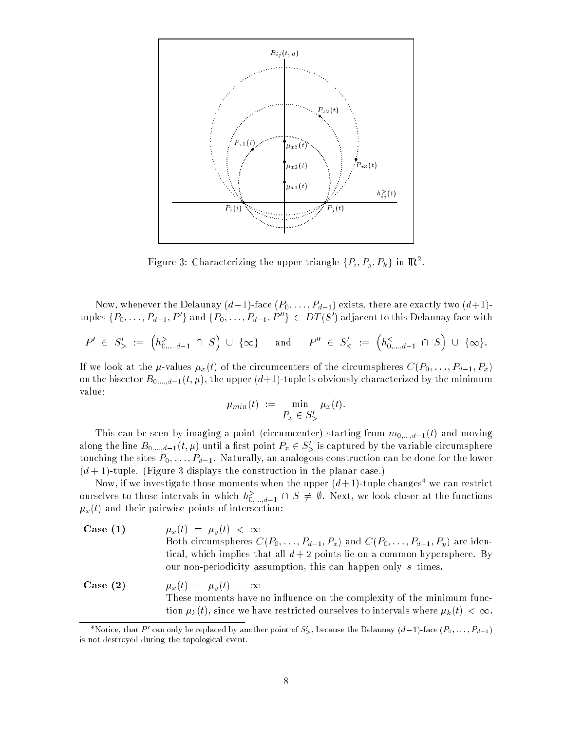Figure 3: Characterizing the upper triangle $\{P_i, P_j, P_k\}$ in $\mathbb{R}^2$.

Now, whenever the Delaunay $(d-1)$-face $(P_0, \ldots, P_{d-1})$ exists, there are exactly two $(d+1)$-tuples $\{P_0, \ldots, P_{d-1}, P'\}$ and $\{P_0, \ldots, P_{d-1}, P''\} \in DT(S')$ adjacent to this Delaunay face with

$$P' \in S'_> := \left(h^>_{0,\ldots,d-1} \cap S\right) \cup \{\infty\} \quad \text{and} \quad P'' \in S'_< := \left(h^<_{0,\ldots,d-1} \cap S\right) \cup \{\infty\}.$$

If we look at the $\mu$-values $\mu_x(t)$ of the circumcenters of the circumspheres $C(P_0, \ldots, P_{d-1}, P_x)$ on the bisector $B_{0,\ldots,d-1}(t, \mu)$, the upper $(d+1)$-tuple is obviously characterized by the minimum value:

$$\mu_{min}(t) := \min_{P_x \in S'_>} \mu_x(t).$$

This can be seen by imaging a point (circumcenter) starting from $m_{0,\ldots,d-1}(t)$ and moving along the line $B_{0,\ldots,d-1}(t, \mu)$ until a first point $P_x \in S'_>$ is captured by the variable circumsphere touching the sites $P_0, \ldots, P_{d-1}$. Naturally, an analogous construction can be done for the lower $(d+1)$-tuple. (Figure 3 displays the construction in the planar case.)

Now, if we investigate those moments when the upper $(d+1)$-tuple changes[4] we can restrict ourselves to those intervals in which $h^>_{0,\ldots,d-1} \cap S \neq \emptyset$. Next, we look closer at the functions $\mu_x(t)$ and their pairwise points of intersection:

**Case (1)** $\mu_x(t) = \mu_y(t) < \infty$
Both circumspheres $C(P_0, \ldots, P_{d-1}, P_x)$ and $C(P_0, \ldots, P_{d-1}, P_y)$ are identical, which implies that all $d+2$ points lie on a common hypersphere. By our non-periodicity assumption, this can happen only $s$ times.

**Case (2)** $\mu_x(t) = \mu_y(t) = \infty$
These moments have no influence on the complexity of the minimum function $\mu_k(t)$, since we have restricted ourselves to intervals where $\mu_k(t) < \infty$.

[4] Notice, that $P'$ can only be replaced by another point of $S'_>$, because the Delaunay $(d-1)$-face $(P_0, \ldots, P_{d-1})$ is not destroyed during the topological event.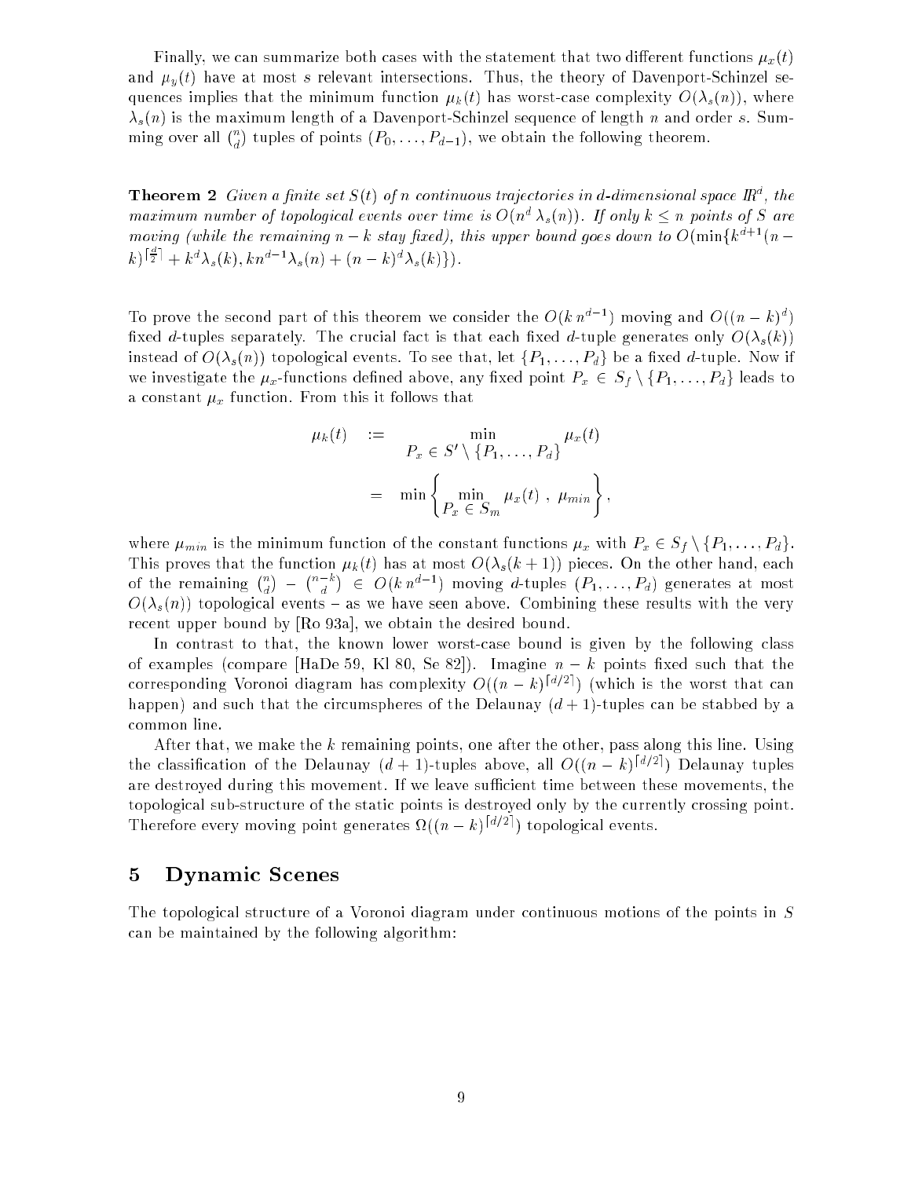Finally, we can summarize both cases with the statement that two different functions $\mu_x(t)$ and $\mu_y(t)$ have at most $s$ relevant intersections. Thus, the theory of Davenport-Schinzel sequences implies that the minimum function $\mu_k(t)$ has worst-case complexity $O(\lambda_s(n))$, where $\lambda_s(n)$ is the maximum length of a Davenport-Schinzel sequence of length $n$ and order $s$. Summing over all $\binom{n}{d}$ tuples of points $(P_0, \ldots, P_{d-1})$, we obtain the following theorem.

**Theorem 2** *Given a finite set $S(t)$ of $n$ continuous trajectories in $d$-dimensional space $\mathbb{R}^d$, the maximum number of topological events over time is $O(n^d \, \lambda_s(n))$. If only $k \leq n$ points of $S$ are moving (while the remaining $n-k$ stay fixed), this upper bound goes down to $O(\min\{k^{d+1}(n-k)^{\lceil \frac{d}{2} \rceil} + k^d \lambda_s(k), k n^{d-1} \lambda_s(n) + (n-k)^d \lambda_s(k)\})$.*

To prove the second part of this theorem we consider the $O(k\, n^{d-1})$ moving and $O((n-k)^d)$ fixed $d$-tuples separately. The crucial fact is that each fixed $d$-tuple generates only $O(\lambda_s(k))$ instead of $O(\lambda_s(n))$ topological events. To see that, let $\{P_1, \ldots, P_d\}$ be a fixed $d$-tuple. Now if we investigate the $\mu_x$-functions defined above, any fixed point $P_x \in S_f \setminus \{P_1, \ldots, P_d\}$ leads to a constant $\mu_x$ function. From this it follows that

$$
\begin{aligned}
\mu_k(t) \quad &:= \min_{P_x \,\in\, S' \setminus \{P_1, \ldots, P_d\}} \mu_x(t) \\
&= \min \left\{ \min_{P_x \,\in\, S_m} \mu_x(t) \ , \ \mu_{min} \right\},
\end{aligned}
$$

where $\mu_{min}$ is the minimum function of the constant functions $\mu_x$ with $P_x \in S_f \setminus \{P_1, \ldots, P_d\}$. This proves that the function $\mu_k(t)$ has at most $O(\lambda_s(k+1))$ pieces. On the other hand, each of the remaining $\binom{n}{d} - \binom{n-k}{d} \in O(k\, n^{d-1})$ moving $d$-tuples $(P_1, \ldots, P_d)$ generates at most $O(\lambda_s(n))$ topological events – as we have seen above. Combining these results with the very recent upper bound by [Ro 93a], we obtain the desired bound.

In contrast to that, the known lower worst-case bound is given by the following class of examples (compare [HaDe 59, Kl 80, Se 82]). Imagine $n-k$ points fixed such that the corresponding Voronoi diagram has complexity $O((n-k)^{\lceil d/2 \rceil})$ (which is the worst that can happen) and such that the circumspheres of the Delaunay $(d+1)$-tuples can be stabbed by a common line.

After that, we make the $k$ remaining points, one after the other, pass along this line. Using the classification of the Delaunay $(d+1)$-tuples above, all $O((n-k)^{\lceil d/2 \rceil})$ Delaunay tuples are destroyed during this movement. If we leave sufficient time between these movements, the topological sub-structure of the static points is destroyed only by the currently crossing point. Therefore every moving point generates $\Omega((n-k)^{\lceil d/2 \rceil})$ topological events.

## 5 Dynamic Scenes

The topological structure of a Voronoi diagram under continuous motions of the points in $S$ can be maintained by the following algorithm: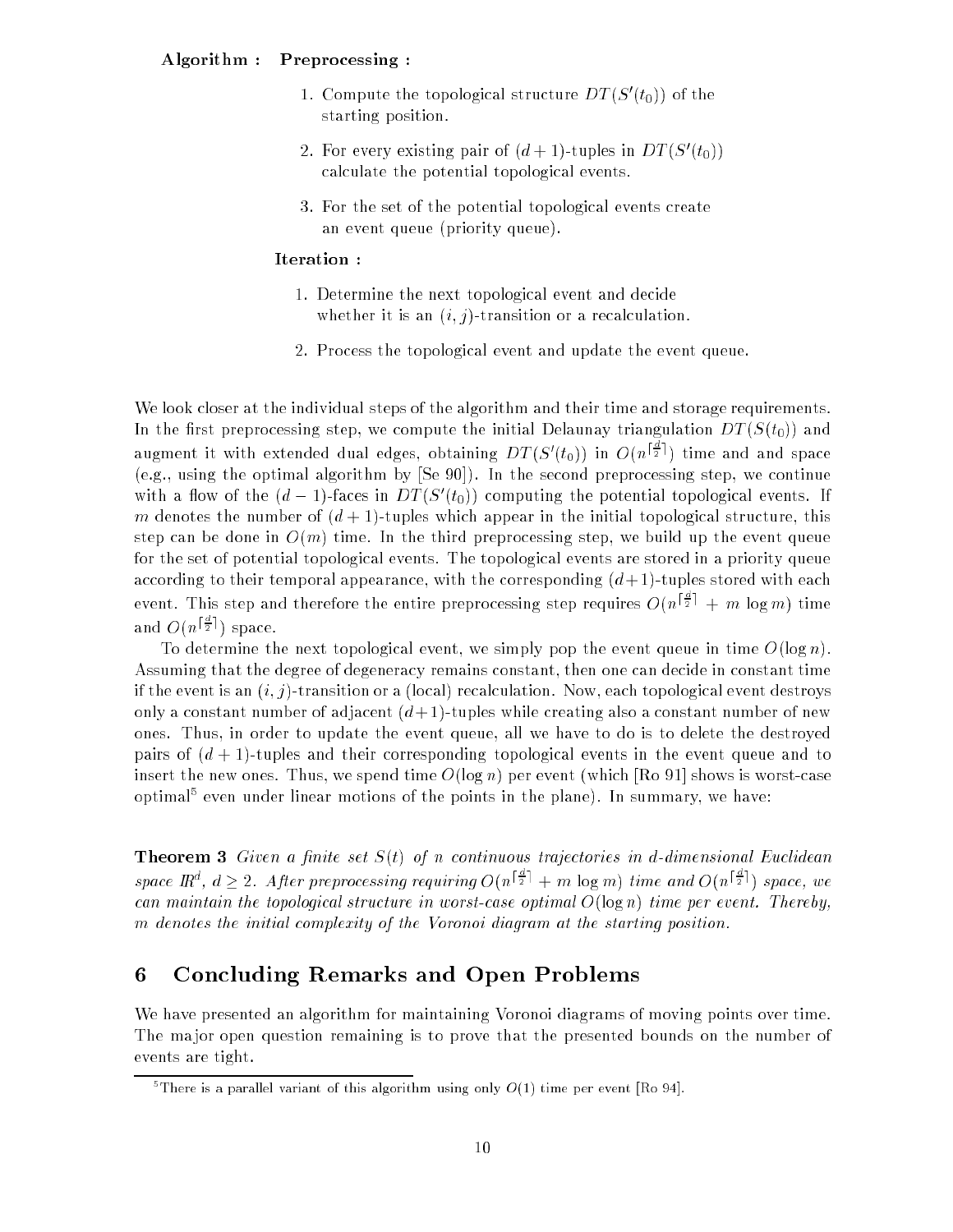**Algorithm : Preprocessing :**

1. Compute the topological structure $DT(S'(t_0))$ of the starting position.
2. For every existing pair of $(d+1)$-tuples in $DT(S'(t_0))$ calculate the potential topological events.
3. For the set of the potential topological events create an event queue (priority queue).

**Iteration :**

1. Determine the next topological event and decide whether it is an $(i,j)$-transition or a recalculation.
2. Process the topological event and update the event queue.

We look closer at the individual steps of the algorithm and their time and storage requirements. In the first preprocessing step, we compute the initial Delaunay triangulation $DT(S(t_0))$ and augment it with extended dual edges, obtaining $DT(S'(t_0))$ in $O(n^{\lceil \frac{d}{2} \rceil})$ time and and space (e.g., using the optimal algorithm by [Se 90]). In the second preprocessing step, we continue with a flow of the $(d-1)$-faces in $DT(S'(t_0))$ computing the potential topological events. If $m$ denotes the number of $(d+1)$-tuples which appear in the initial topological structure, this step can be done in $O(m)$ time. In the third preprocessing step, we build up the event queue for the set of potential topological events. The topological events are stored in a priority queue according to their temporal appearance, with the corresponding $(d+1)$-tuples stored with each event. This step and therefore the entire preprocessing step requires $O(n^{\lceil \frac{d}{2} \rceil} + m \log m)$ time and $O(n^{\lceil \frac{d}{2} \rceil})$ space.

To determine the next topological event, we simply pop the event queue in time $O(\log n)$. Assuming that the degree of degeneracy remains constant, then one can decide in constant time if the event is an $(i,j)$-transition or a (local) recalculation. Now, each topological event destroys only a constant number of adjacent $(d+1)$-tuples while creating also a constant number of new ones. Thus, in order to update the event queue, all we have to do is to delete the destroyed pairs of $(d+1)$-tuples and their corresponding topological events in the event queue and to insert the new ones. Thus, we spend time $O(\log n)$ per event (which [Ro 91] shows is worst-case optimal[5] even under linear motions of the points in the plane). In summary, we have:

**Theorem 3** *Given a finite set $S(t)$ of $n$ continuous trajectories in $d$-dimensional Euclidean space $\mathbb{R}^d$, $d \geq 2$. After preprocessing requiring $O(n^{\lceil \frac{d}{2} \rceil} + m \log m)$ time and $O(n^{\lceil \frac{d}{2} \rceil})$ space, we can maintain the topological structure in worst-case optimal $O(\log n)$ time per event. Thereby, $m$ denotes the initial complexity of the Voronoi diagram at the starting position.*

## 6 Concluding Remarks and Open Problems

We have presented an algorithm for maintaining Voronoi diagrams of moving points over time. The major open question remaining is to prove that the presented bounds on the number of events are tight.

[5] There is a parallel variant of this algorithm using only $O(1)$ time per event [Ro 94].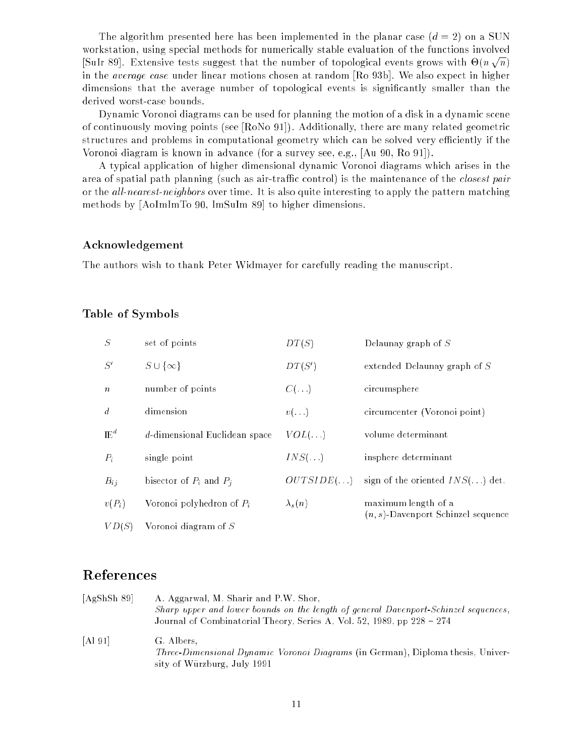The algorithm presented here has been implemented in the planar case ($d = 2$) on a SUN workstation, using special methods for numerically stable evaluation of the functions involved [SuIr 89]. Extensive tests suggest that the number of topological events grows with $\Theta(n\sqrt{n})$ in the *average case* under linear motions chosen at random [Ro 93b]. We also expect in higher dimensions that the average number of topological events is significantly smaller than the derived worst-case bounds.

Dynamic Voronoi diagrams can be used for planning the motion of a disk in a dynamic scene of continuously moving points (see [RoNo 91]). Additionally, there are many related geometric structures and problems in computational geometry which can be solved very efficiently if the Voronoi diagram is known in advance (for a survey see, e.g., [Au 90, Ro 91]).

A typical application of higher dimensional dynamic Voronoi diagrams which arises in the area of spatial path planning (such as air-traffic control) is the maintenance of the *closest pair* or the *all-nearest-neighbors* over time. It is also quite interesting to apply the pattern matching methods by [AoImImTo 90, ImSuIm 89] to higher dimensions.

### Acknowledgement

The authors wish to thank Peter Widmayer for carefully reading the manuscript.

### Table of Symbols

| | | | |
|---|---|---|---|
| $S$ | set of points | $DT(S)$ | Delaunay graph of $S$ |
| $S'$ | $S \cup \{\infty\}$ | $DT(S')$ | extended Delaunay graph of $S$ |
| $n$ | number of points | $C(\ldots)$ | circumsphere |
| $d$ | dimension | $v(\ldots)$ | circumcenter (Voronoi point) |
| $\mathbb{E}^d$ | $d$-dimensional Euclidean space | $VOL(\ldots)$ | volume determinant |
| $P_i$ | single point | $INS(\ldots)$ | insphere determinant |
| $B_{ij}$ | bisector of $P_i$ and $P_j$ | $OUTSIDE(\ldots)$ | sign of the oriented $INS(\ldots)$ det. |
| $v(P_i)$ | Voronoi polyhedron of $P_i$ | $\lambda_s(n)$ | maximum length of a $(n, s)$-Davenport Schinzel sequence |
| $VD(S)$ | Voronoi diagram of $S$ | | |

## References

[AgShSh 89] A. Aggarwal, M. Sharir and P.W. Shor, *Sharp upper and lower bounds on the length of general Davenport-Schinzel sequences*, Journal of Combinatorial Theory, Series A, Vol. 52, 1989, pp 228 – 274

[Al 91] G. Albers, *Three-Dimensional Dynamic Voronoi Diagrams* (in German), Diploma thesis, University of Würzburg, July 1991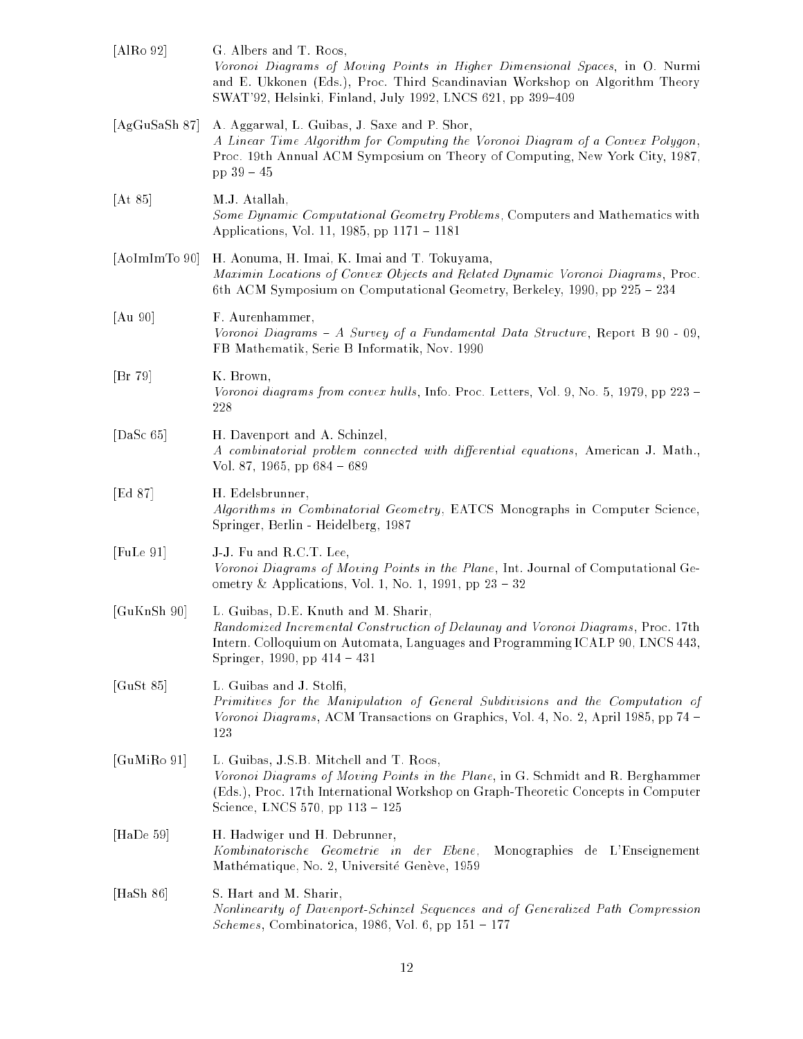[AlRo 92] G. Albers and T. Roos,
*Voronoi Diagrams of Moving Points in Higher Dimensional Spaces*, in O. Nurmi and E. Ukkonen (Eds.), Proc. Third Scandinavian Workshop on Algorithm Theory SWAT'92, Helsinki, Finland, July 1992, LNCS 621, pp 399–409

[AgGuSaSh 87] A. Aggarwal, L. Guibas, J. Saxe and P. Shor,
*A Linear Time Algorithm for Computing the Voronoi Diagram of a Convex Polygon*, Proc. 19th Annual ACM Symposium on Theory of Computing, New York City, 1987, pp 39 – 45

[At 85] M.J. Atallah,
*Some Dynamic Computational Geometry Problems*, Computers and Mathematics with Applications, Vol. 11, 1985, pp 1171 – 1181

[AoImImTo 90] H. Aonuma, H. Imai, K. Imai and T. Tokuyama,
*Maximin Locations of Convex Objects and Related Dynamic Voronoi Diagrams*, Proc. 6th ACM Symposium on Computational Geometry, Berkeley, 1990, pp 225 – 234

[Au 90] F. Aurenhammer,
*Voronoi Diagrams – A Survey of a Fundamental Data Structure*, Report B 90 - 09, FB Mathematik, Serie B Informatik, Nov. 1990

[Br 79] K. Brown,
*Voronoi diagrams from convex hulls*, Info. Proc. Letters, Vol. 9, No. 5, 1979, pp 223 – 228

[DaSc 65] H. Davenport and A. Schinzel,
*A combinatorial problem connected with differential equations*, American J. Math., Vol. 87, 1965, pp 684 – 689

[Ed 87] H. Edelsbrunner,
*Algorithms in Combinatorial Geometry*, EATCS Monographs in Computer Science, Springer, Berlin - Heidelberg, 1987

[FuLe 91] J-J. Fu and R.C.T. Lee,
*Voronoi Diagrams of Moving Points in the Plane*, Int. Journal of Computational Geometry & Applications, Vol. 1, No. 1, 1991, pp 23 – 32

[GuKnSh 90] L. Guibas, D.E. Knuth and M. Sharir,
*Randomized Incremental Construction of Delaunay and Voronoi Diagrams*, Proc. 17th Intern. Colloquium on Automata, Languages and Programming ICALP 90, LNCS 443, Springer, 1990, pp 414 – 431

[GuSt 85] L. Guibas and J. Stolfi,
*Primitives for the Manipulation of General Subdivisions and the Computation of Voronoi Diagrams*, ACM Transactions on Graphics, Vol. 4, No. 2, April 1985, pp 74 – 123

[GuMiRo 91] L. Guibas, J.S.B. Mitchell and T. Roos,
*Voronoi Diagrams of Moving Points in the Plane*, in G. Schmidt and R. Berghammer (Eds.), Proc. 17th International Workshop on Graph-Theoretic Concepts in Computer Science, LNCS 570, pp 113 – 125

[HaDe 59] H. Hadwiger und H. Debrunner,
*Kombinatorische Geometrie in der Ebene*, Monographies de L'Enseignement Mathématique, No. 2, Université Genève, 1959

[HaSh 86] S. Hart and M. Sharir,
*Nonlinearity of Davenport-Schinzel Sequences and of Generalized Path Compression Schemes*, Combinatorica, 1986, Vol. 6, pp 151 – 177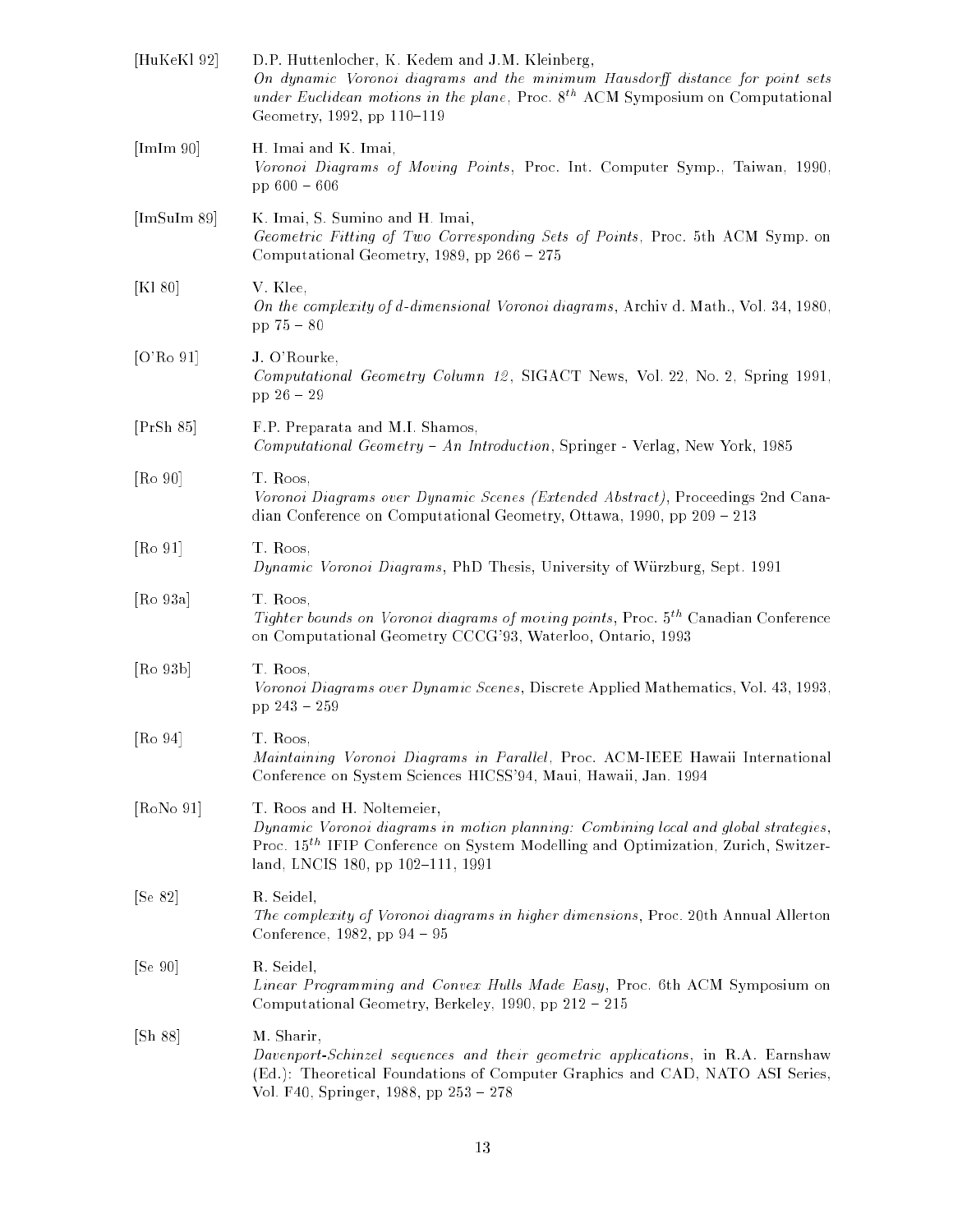[HuKeKl 92] D.P. Huttenlocher, K. Kedem and J.M. Kleinberg,
*On dynamic Voronoi diagrams and the minimum Hausdorff distance for point sets under Euclidean motions in the plane*, Proc. $8^{th}$ ACM Symposium on Computational Geometry, 1992, pp 110–119

[ImIm 90] H. Imai and K. Imai,
*Voronoi Diagrams of Moving Points*, Proc. Int. Computer Symp., Taiwan, 1990, pp 600 – 606

[ImSuIm 89] K. Imai, S. Sumino and H. Imai,
*Geometric Fitting of Two Corresponding Sets of Points*, Proc. 5th ACM Symp. on Computational Geometry, 1989, pp 266 – 275

[Kl 80] V. Klee,
*On the complexity of d-dimensional Voronoi diagrams*, Archiv d. Math., Vol. 34, 1980, pp 75 – 80

[O'Ro 91] J. O'Rourke,
*Computational Geometry Column 12*, SIGACT News, Vol. 22, No. 2, Spring 1991, pp 26 – 29

[PrSh 85] F.P. Preparata and M.I. Shamos,
*Computational Geometry – An Introduction*, Springer - Verlag, New York, 1985

[Ro 90] T. Roos,
*Voronoi Diagrams over Dynamic Scenes (Extended Abstract)*, Proceedings 2nd Canadian Conference on Computational Geometry, Ottawa, 1990, pp 209 – 213

[Ro 91] T. Roos,
*Dynamic Voronoi Diagrams*, PhD Thesis, University of Würzburg, Sept. 1991

[Ro 93a] T. Roos,
*Tighter bounds on Voronoi diagrams of moving points*, Proc. $5^{th}$ Canadian Conference on Computational Geometry CCCG'93, Waterloo, Ontario, 1993

[Ro 93b] T. Roos,
*Voronoi Diagrams over Dynamic Scenes*, Discrete Applied Mathematics, Vol. 43, 1993, pp 243 – 259

[Ro 94] T. Roos,
*Maintaining Voronoi Diagrams in Parallel*, Proc. ACM-IEEE Hawaii International Conference on System Sciences HICSS'94, Maui, Hawaii, Jan. 1994

[RoNo 91] T. Roos and H. Noltemeier,
*Dynamic Voronoi diagrams in motion planning: Combining local and global strategies*, Proc. $15^{th}$ IFIP Conference on System Modelling and Optimization, Zurich, Switzerland, LNCIS 180, pp 102–111, 1991

[Se 82] R. Seidel,
*The complexity of Voronoi diagrams in higher dimensions*, Proc. 20th Annual Allerton Conference, 1982, pp 94 – 95

[Se 90] R. Seidel,
*Linear Programming and Convex Hulls Made Easy*, Proc. 6th ACM Symposium on Computational Geometry, Berkeley, 1990, pp 212 – 215

[Sh 88] M. Sharir,
*Davenport-Schinzel sequences and their geometric applications*, in R.A. Earnshaw (Ed.): Theoretical Foundations of Computer Graphics and CAD, NATO ASI Series, Vol. F40, Springer, 1988, pp 253 – 278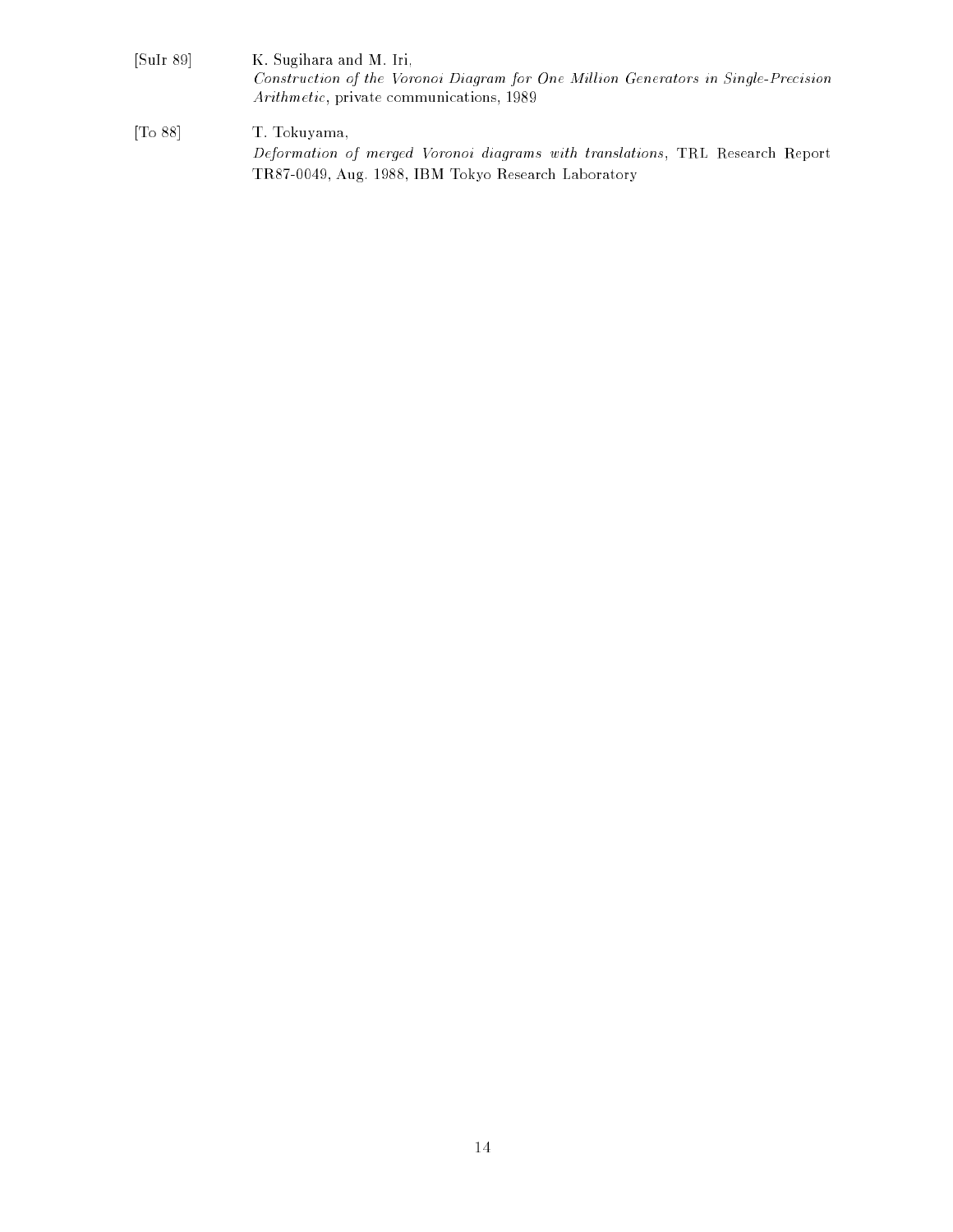[SuIr 89] K. Sugihara and M. Iri,
*Construction of the Voronoi Diagram for One Million Generators in Single-Precision Arithmetic*, private communications, 1989

[To 88] T. Tokuyama,
*Deformation of merged Voronoi diagrams with translations*, TRL Research Report TR87-0049, Aug. 1988, IBM Tokyo Research Laboratory